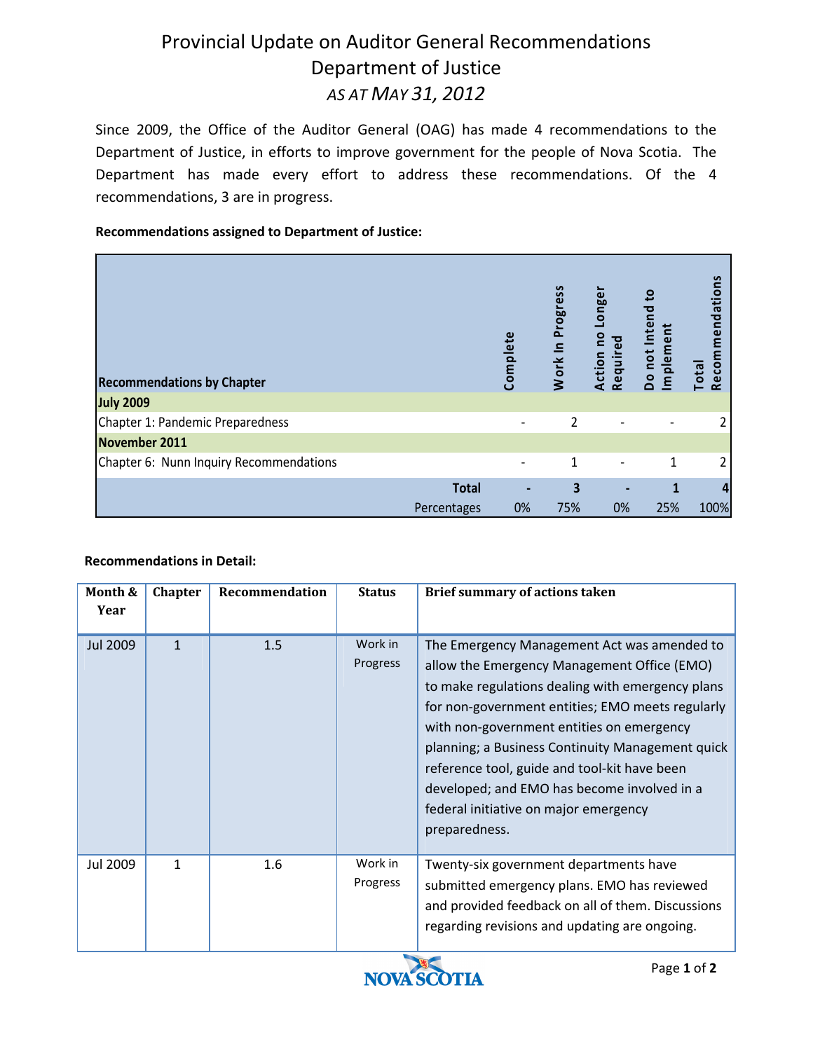# Provincial Update on Auditor General Recommendations
## Department of Justice
### *AS AT MAY 31, 2012*

Since 2009, the Office of the Auditor General (OAG) has made 4 recommendations to the Department of Justice, in efforts to improve government for the people of Nova Scotia. The Department has made every effort to address these recommendations. Of the 4 recommendations, 3 are in progress.

**Recommendations assigned to Department of Justice:**

| Recommendations by Chapter | Complete | Work In Progress | Action no Longer Required | Do not Intend to Implement | Total Recommendations |
|---|---|---|---|---|---|
| **July 2009** | | | | | |
| Chapter 1: Pandemic Preparedness | - | 2 | - | - | 2 |
| **November 2011** | | | | | |
| Chapter 6: Nunn Inquiry Recommendations | - | 1 | - | 1 | 2 |
| **Total** | **-** | **3** | **-** | **1** | **4** |
| Percentages | 0% | 75% | 0% | 25% | 100% |

**Recommendations in Detail:**

| Month & Year | Chapter | Recommendation | Status | Brief summary of actions taken |
|---|---|---|---|---|
| Jul 2009 | 1 | 1.5 | Work in Progress | The Emergency Management Act was amended to allow the Emergency Management Office (EMO) to make regulations dealing with emergency plans for non-government entities; EMO meets regularly with non-government entities on emergency planning; a Business Continuity Management quick reference tool, guide and tool-kit have been developed; and EMO has become involved in a federal initiative on major emergency preparedness. |
| Jul 2009 | 1 | 1.6 | Work in Progress | Twenty-six government departments have submitted emergency plans. EMO has reviewed and provided feedback on all of them. Discussions regarding revisions and updating are ongoing. |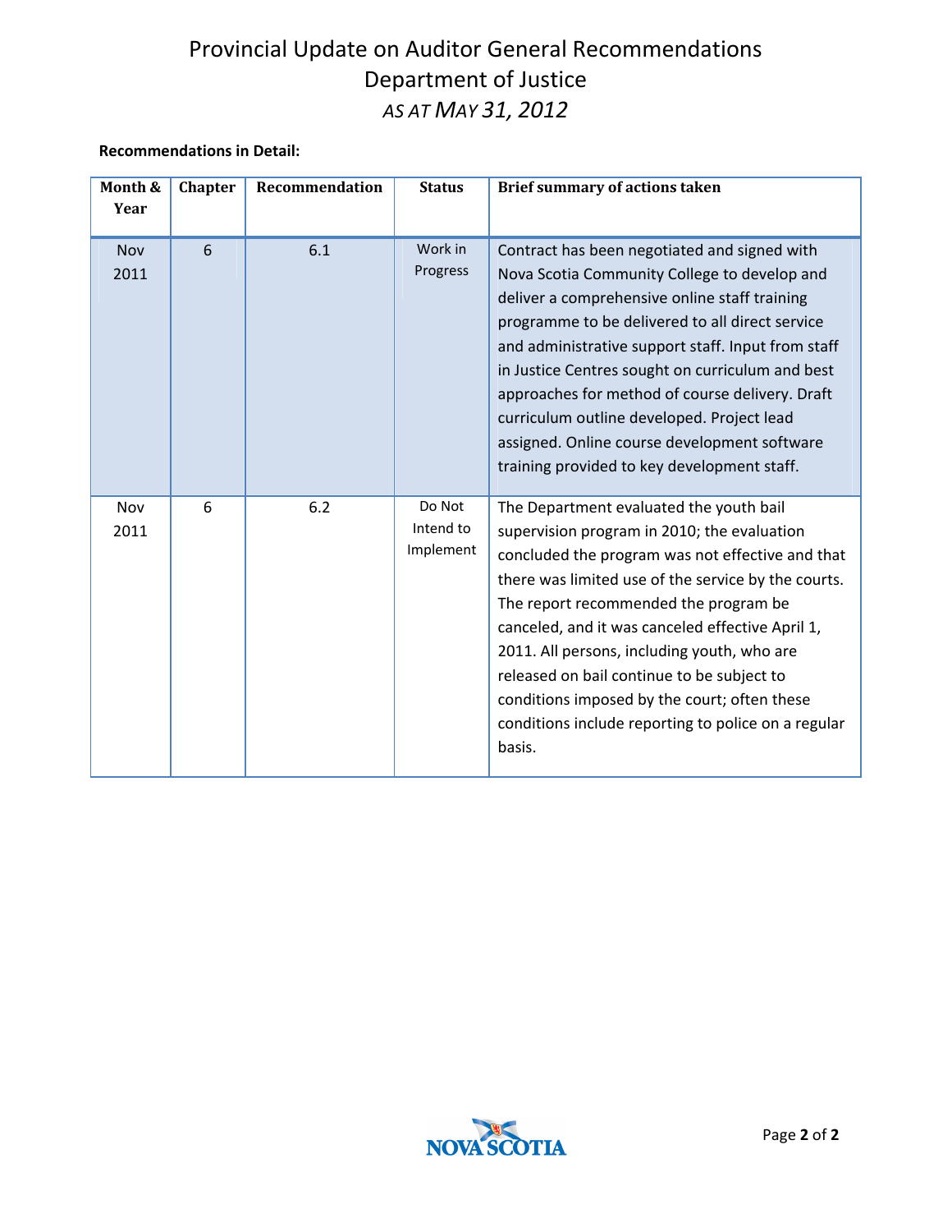# Provincial Update on Auditor General Recommendations
# Department of Justice
# *AS AT MAY 31, 2012*

**Recommendations in Detail:**

| Month & Year | Chapter | Recommendation | Status | Brief summary of actions taken |
|---|---|---|---|---|
| Nov 2011 | 6 | 6.1 | Work in Progress | Contract has been negotiated and signed with Nova Scotia Community College to develop and deliver a comprehensive online staff training programme to be delivered to all direct service and administrative support staff. Input from staff in Justice Centres sought on curriculum and best approaches for method of course delivery. Draft curriculum outline developed. Project lead assigned. Online course development software training provided to key development staff. |
| Nov 2011 | 6 | 6.2 | Do Not Intend to Implement | The Department evaluated the youth bail supervision program in 2010; the evaluation concluded the program was not effective and that there was limited use of the service by the courts. The report recommended the program be canceled, and it was canceled effective April 1, 2011. All persons, including youth, who are released on bail continue to be subject to conditions imposed by the court; often these conditions include reporting to police on a regular basis. |